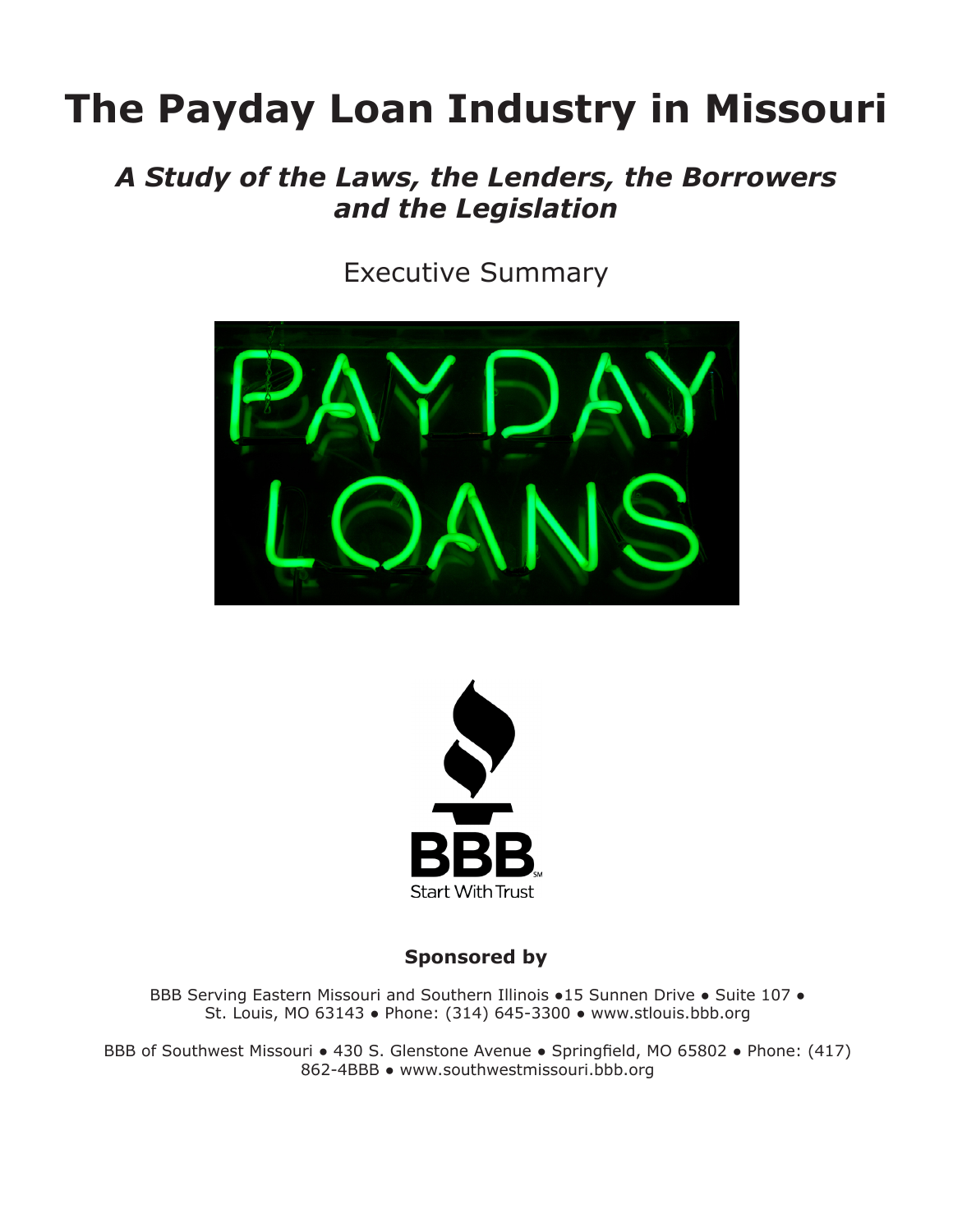# The Payday Loan Industry in Missouri

## *A Study of the Laws, the Lenders, the Borrowers and the Legislation*

Executive Summary

**Sponsored by**

BBB Serving Eastern Missouri and Southern Illinois ●15 Sunnen Drive ● Suite 107 ● St. Louis, MO 63143 ● Phone: (314) 645-3300 ● www.stlouis.bbb.org

BBB of Southwest Missouri ● 430 S. Glenstone Avenue ● Springfield, MO 65802 ● Phone: (417) 862-4BBB ● www.southwestmissouri.bbb.org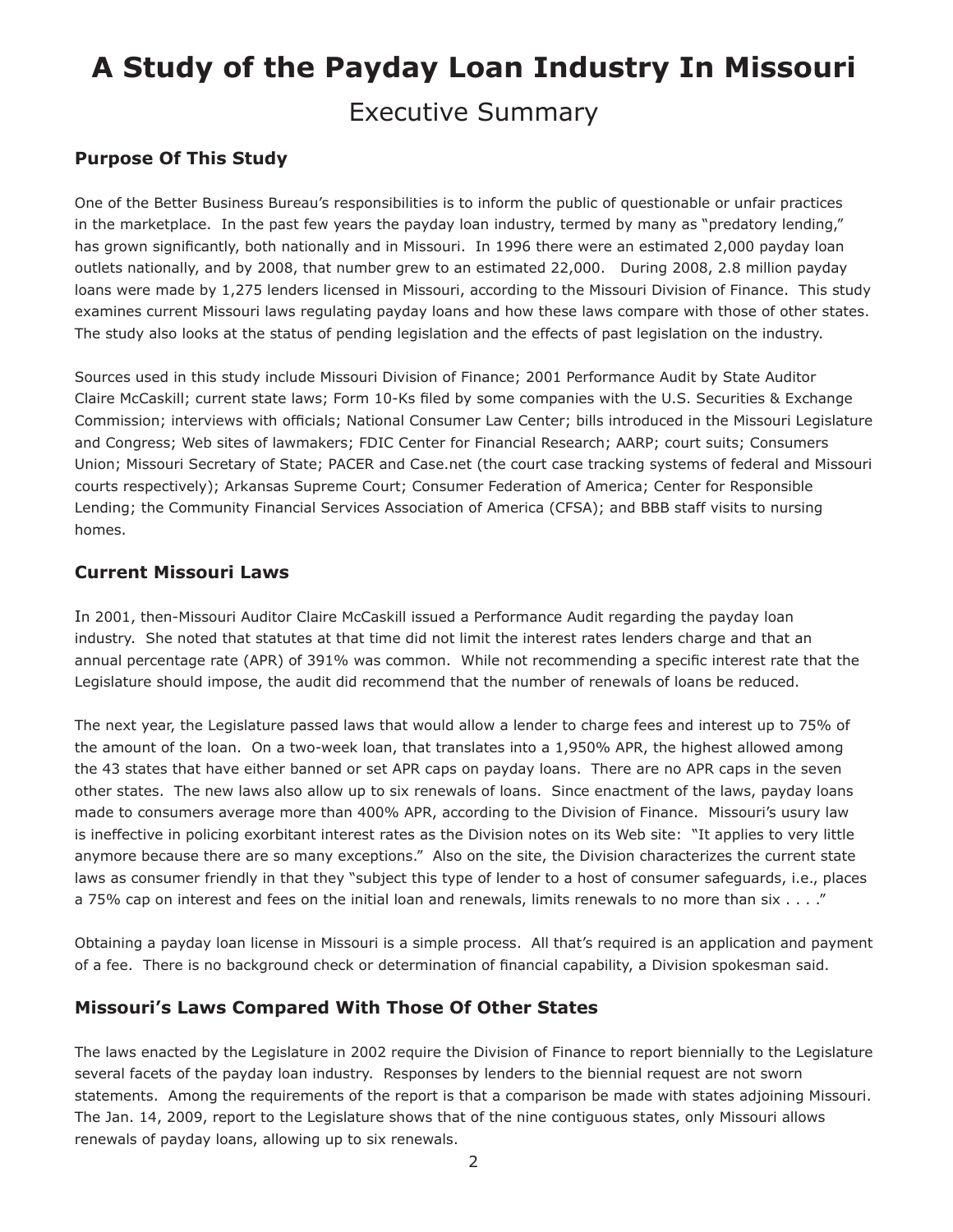# A Study of the Payday Loan Industry In Missouri

## Executive Summary

### Purpose Of This Study

One of the Better Business Bureau's responsibilities is to inform the public of questionable or unfair practices in the marketplace. In the past few years the payday loan industry, termed by many as "predatory lending," has grown significantly, both nationally and in Missouri. In 1996 there were an estimated 2,000 payday loan outlets nationally, and by 2008, that number grew to an estimated 22,000. During 2008, 2.8 million payday loans were made by 1,275 lenders licensed in Missouri, according to the Missouri Division of Finance. This study examines current Missouri laws regulating payday loans and how these laws compare with those of other states. The study also looks at the status of pending legislation and the effects of past legislation on the industry.

Sources used in this study include Missouri Division of Finance; 2001 Performance Audit by State Auditor Claire McCaskill; current state laws; Form 10-Ks filed by some companies with the U.S. Securities & Exchange Commission; interviews with officials; National Consumer Law Center; bills introduced in the Missouri Legislature and Congress; Web sites of lawmakers; FDIC Center for Financial Research; AARP; court suits; Consumers Union; Missouri Secretary of State; PACER and Case.net (the court case tracking systems of federal and Missouri courts respectively); Arkansas Supreme Court; Consumer Federation of America; Center for Responsible Lending; the Community Financial Services Association of America (CFSA); and BBB staff visits to nursing homes.

### Current Missouri Laws

In 2001, then-Missouri Auditor Claire McCaskill issued a Performance Audit regarding the payday loan industry. She noted that statutes at that time did not limit the interest rates lenders charge and that an annual percentage rate (APR) of 391% was common. While not recommending a specific interest rate that the Legislature should impose, the audit did recommend that the number of renewals of loans be reduced.

The next year, the Legislature passed laws that would allow a lender to charge fees and interest up to 75% of the amount of the loan. On a two-week loan, that translates into a 1,950% APR, the highest allowed among the 43 states that have either banned or set APR caps on payday loans. There are no APR caps in the seven other states. The new laws also allow up to six renewals of loans. Since enactment of the laws, payday loans made to consumers average more than 400% APR, according to the Division of Finance. Missouri's usury law is ineffective in policing exorbitant interest rates as the Division notes on its Web site: "It applies to very little anymore because there are so many exceptions." Also on the site, the Division characterizes the current state laws as consumer friendly in that they "subject this type of lender to a host of consumer safeguards, i.e., places a 75% cap on interest and fees on the initial loan and renewals, limits renewals to no more than six . . . ."

Obtaining a payday loan license in Missouri is a simple process. All that's required is an application and payment of a fee. There is no background check or determination of financial capability, a Division spokesman said.

### Missouri's Laws Compared With Those Of Other States

The laws enacted by the Legislature in 2002 require the Division of Finance to report biennially to the Legislature several facets of the payday loan industry. Responses by lenders to the biennial request are not sworn statements. Among the requirements of the report is that a comparison be made with states adjoining Missouri. The Jan. 14, 2009, report to the Legislature shows that of the nine contiguous states, only Missouri allows renewals of payday loans, allowing up to six renewals.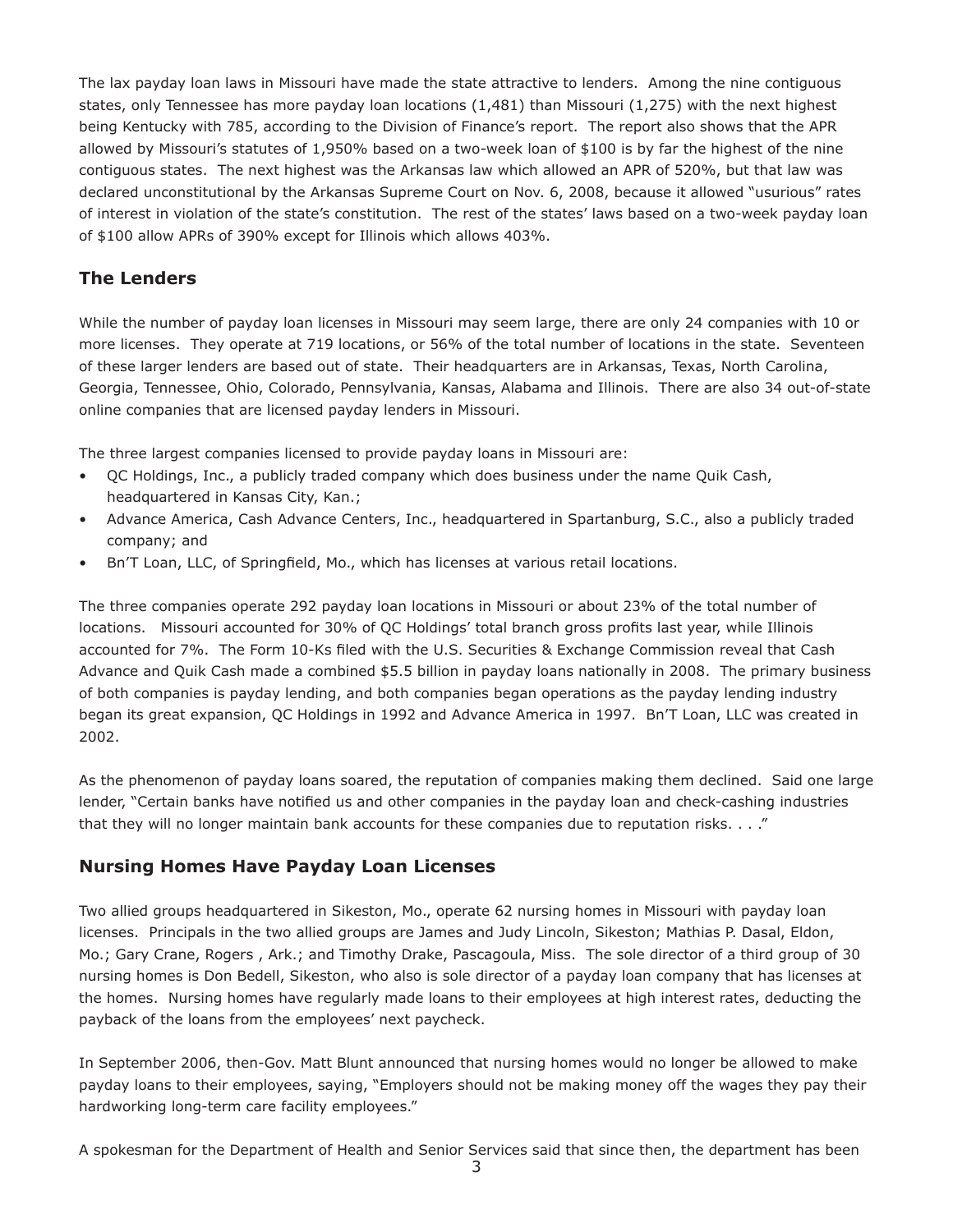The lax payday loan laws in Missouri have made the state attractive to lenders. Among the nine contiguous states, only Tennessee has more payday loan locations (1,481) than Missouri (1,275) with the next highest being Kentucky with 785, according to the Division of Finance's report. The report also shows that the APR allowed by Missouri's statutes of 1,950% based on a two-week loan of $100 is by far the highest of the nine contiguous states. The next highest was the Arkansas law which allowed an APR of 520%, but that law was declared unconstitutional by the Arkansas Supreme Court on Nov. 6, 2008, because it allowed "usurious" rates of interest in violation of the state's constitution. The rest of the states' laws based on a two-week payday loan of $100 allow APRs of 390% except for Illinois which allows 403%.

## The Lenders

While the number of payday loan licenses in Missouri may seem large, there are only 24 companies with 10 or more licenses. They operate at 719 locations, or 56% of the total number of locations in the state. Seventeen of these larger lenders are based out of state. Their headquarters are in Arkansas, Texas, North Carolina, Georgia, Tennessee, Ohio, Colorado, Pennsylvania, Kansas, Alabama and Illinois. There are also 34 out-of-state online companies that are licensed payday lenders in Missouri.

The three largest companies licensed to provide payday loans in Missouri are:

- QC Holdings, Inc., a publicly traded company which does business under the name Quik Cash, headquartered in Kansas City, Kan.;
- Advance America, Cash Advance Centers, Inc., headquartered in Spartanburg, S.C., also a publicly traded company; and
- Bn'T Loan, LLC, of Springfield, Mo., which has licenses at various retail locations.

The three companies operate 292 payday loan locations in Missouri or about 23% of the total number of locations. Missouri accounted for 30% of QC Holdings' total branch gross profits last year, while Illinois accounted for 7%. The Form 10-Ks filed with the U.S. Securities & Exchange Commission reveal that Cash Advance and Quik Cash made a combined $5.5 billion in payday loans nationally in 2008. The primary business of both companies is payday lending, and both companies began operations as the payday lending industry began its great expansion, QC Holdings in 1992 and Advance America in 1997. Bn'T Loan, LLC was created in 2002.

As the phenomenon of payday loans soared, the reputation of companies making them declined. Said one large lender, "Certain banks have notified us and other companies in the payday loan and check-cashing industries that they will no longer maintain bank accounts for these companies due to reputation risks. . . ."

## Nursing Homes Have Payday Loan Licenses

Two allied groups headquartered in Sikeston, Mo., operate 62 nursing homes in Missouri with payday loan licenses. Principals in the two allied groups are James and Judy Lincoln, Sikeston; Mathias P. Dasal, Eldon, Mo.; Gary Crane, Rogers , Ark.; and Timothy Drake, Pascagoula, Miss. The sole director of a third group of 30 nursing homes is Don Bedell, Sikeston, who also is sole director of a payday loan company that has licenses at the homes. Nursing homes have regularly made loans to their employees at high interest rates, deducting the payback of the loans from the employees' next paycheck.

In September 2006, then-Gov. Matt Blunt announced that nursing homes would no longer be allowed to make payday loans to their employees, saying, "Employers should not be making money off the wages they pay their hardworking long-term care facility employees."

A spokesman for the Department of Health and Senior Services said that since then, the department has been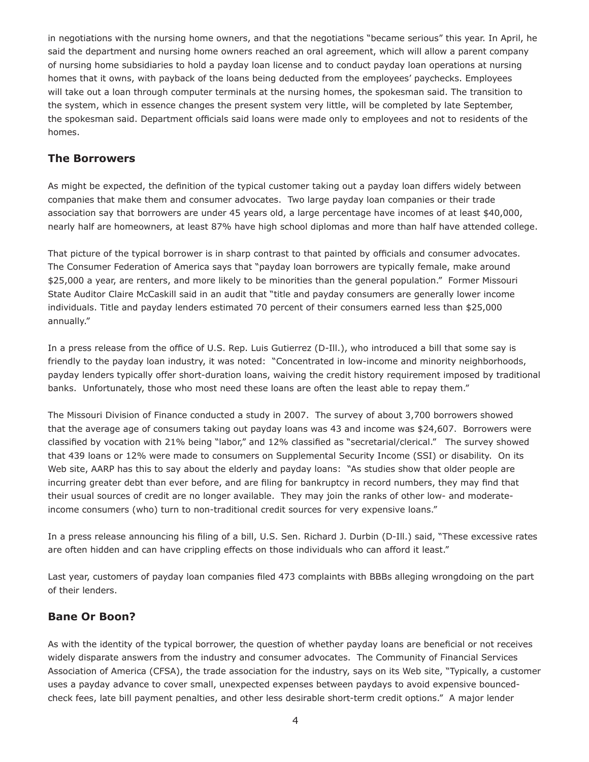in negotiations with the nursing home owners, and that the negotiations "became serious" this year. In April, he said the department and nursing home owners reached an oral agreement, which will allow a parent company of nursing home subsidiaries to hold a payday loan license and to conduct payday loan operations at nursing homes that it owns, with payback of the loans being deducted from the employees' paychecks. Employees will take out a loan through computer terminals at the nursing homes, the spokesman said. The transition to the system, which in essence changes the present system very little, will be completed by late September, the spokesman said. Department officials said loans were made only to employees and not to residents of the homes.

## The Borrowers

As might be expected, the definition of the typical customer taking out a payday loan differs widely between companies that make them and consumer advocates. Two large payday loan companies or their trade association say that borrowers are under 45 years old, a large percentage have incomes of at least $40,000, nearly half are homeowners, at least 87% have high school diplomas and more than half have attended college.

That picture of the typical borrower is in sharp contrast to that painted by officials and consumer advocates. The Consumer Federation of America says that "payday loan borrowers are typically female, make around $25,000 a year, are renters, and more likely to be minorities than the general population." Former Missouri State Auditor Claire McCaskill said in an audit that "title and payday consumers are generally lower income individuals. Title and payday lenders estimated 70 percent of their consumers earned less than $25,000 annually."

In a press release from the office of U.S. Rep. Luis Gutierrez (D-Ill.), who introduced a bill that some say is friendly to the payday loan industry, it was noted: "Concentrated in low-income and minority neighborhoods, payday lenders typically offer short-duration loans, waiving the credit history requirement imposed by traditional banks. Unfortunately, those who most need these loans are often the least able to repay them."

The Missouri Division of Finance conducted a study in 2007. The survey of about 3,700 borrowers showed that the average age of consumers taking out payday loans was 43 and income was $24,607. Borrowers were classified by vocation with 21% being "labor," and 12% classified as "secretarial/clerical." The survey showed that 439 loans or 12% were made to consumers on Supplemental Security Income (SSI) or disability. On its Web site, AARP has this to say about the elderly and payday loans: "As studies show that older people are incurring greater debt than ever before, and are filing for bankruptcy in record numbers, they may find that their usual sources of credit are no longer available. They may join the ranks of other low- and moderate-income consumers (who) turn to non-traditional credit sources for very expensive loans."

In a press release announcing his filing of a bill, U.S. Sen. Richard J. Durbin (D-Ill.) said, "These excessive rates are often hidden and can have crippling effects on those individuals who can afford it least."

Last year, customers of payday loan companies filed 473 complaints with BBBs alleging wrongdoing on the part of their lenders.

## Bane Or Boon?

As with the identity of the typical borrower, the question of whether payday loans are beneficial or not receives widely disparate answers from the industry and consumer advocates. The Community of Financial Services Association of America (CFSA), the trade association for the industry, says on its Web site, "Typically, a customer uses a payday advance to cover small, unexpected expenses between paydays to avoid expensive bounced-check fees, late bill payment penalties, and other less desirable short-term credit options." A major lender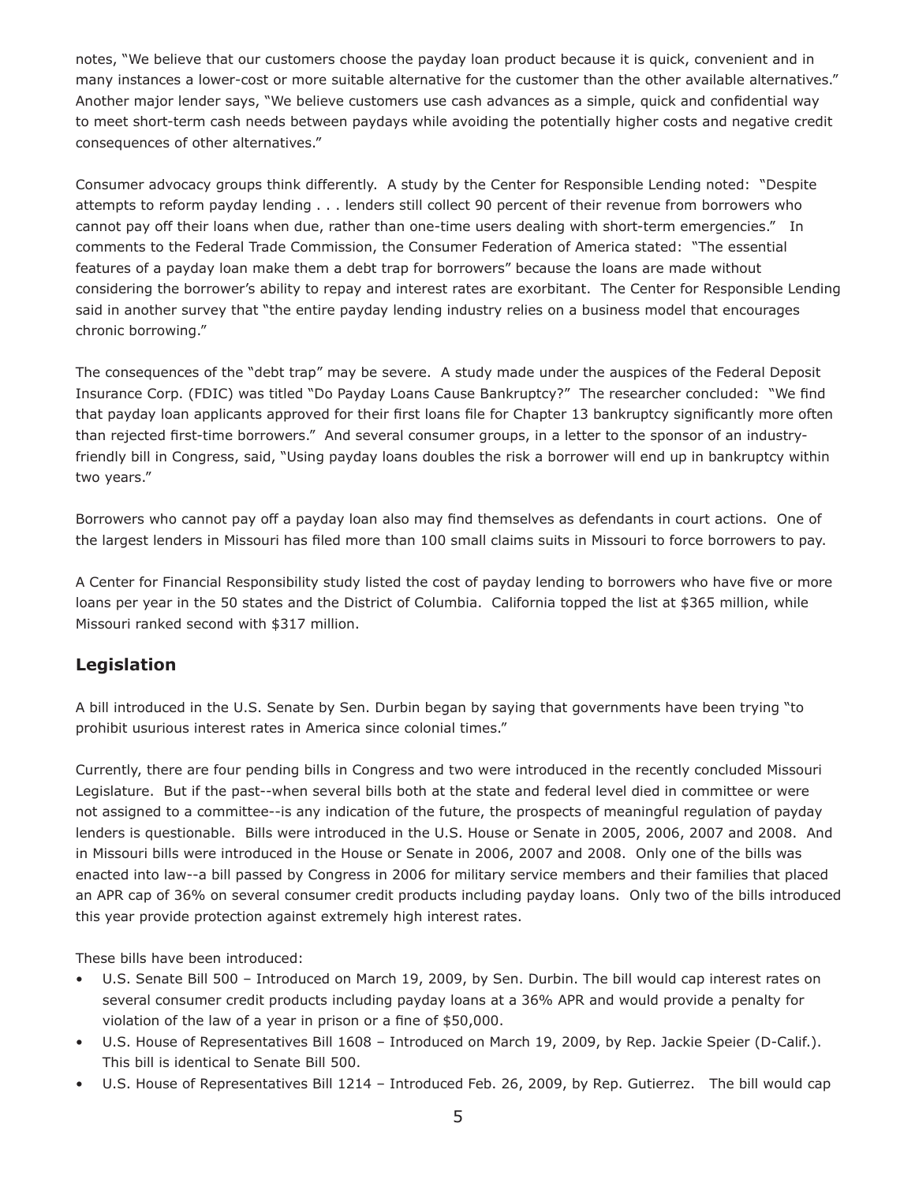notes, "We believe that our customers choose the payday loan product because it is quick, convenient and in many instances a lower-cost or more suitable alternative for the customer than the other available alternatives." Another major lender says, "We believe customers use cash advances as a simple, quick and confidential way to meet short-term cash needs between paydays while avoiding the potentially higher costs and negative credit consequences of other alternatives."

Consumer advocacy groups think differently. A study by the Center for Responsible Lending noted: "Despite attempts to reform payday lending . . . lenders still collect 90 percent of their revenue from borrowers who cannot pay off their loans when due, rather than one-time users dealing with short-term emergencies." In comments to the Federal Trade Commission, the Consumer Federation of America stated: "The essential features of a payday loan make them a debt trap for borrowers" because the loans are made without considering the borrower's ability to repay and interest rates are exorbitant. The Center for Responsible Lending said in another survey that "the entire payday lending industry relies on a business model that encourages chronic borrowing."

The consequences of the "debt trap" may be severe. A study made under the auspices of the Federal Deposit Insurance Corp. (FDIC) was titled "Do Payday Loans Cause Bankruptcy?" The researcher concluded: "We find that payday loan applicants approved for their first loans file for Chapter 13 bankruptcy significantly more often than rejected first-time borrowers." And several consumer groups, in a letter to the sponsor of an industry-friendly bill in Congress, said, "Using payday loans doubles the risk a borrower will end up in bankruptcy within two years."

Borrowers who cannot pay off a payday loan also may find themselves as defendants in court actions. One of the largest lenders in Missouri has filed more than 100 small claims suits in Missouri to force borrowers to pay.

A Center for Financial Responsibility study listed the cost of payday lending to borrowers who have five or more loans per year in the 50 states and the District of Columbia. California topped the list at $365 million, while Missouri ranked second with $317 million.

## Legislation

A bill introduced in the U.S. Senate by Sen. Durbin began by saying that governments have been trying "to prohibit usurious interest rates in America since colonial times."

Currently, there are four pending bills in Congress and two were introduced in the recently concluded Missouri Legislature. But if the past--when several bills both at the state and federal level died in committee or were not assigned to a committee--is any indication of the future, the prospects of meaningful regulation of payday lenders is questionable. Bills were introduced in the U.S. House or Senate in 2005, 2006, 2007 and 2008. And in Missouri bills were introduced in the House or Senate in 2006, 2007 and 2008. Only one of the bills was enacted into law--a bill passed by Congress in 2006 for military service members and their families that placed an APR cap of 36% on several consumer credit products including payday loans. Only two of the bills introduced this year provide protection against extremely high interest rates.

These bills have been introduced:

- U.S. Senate Bill 500 – Introduced on March 19, 2009, by Sen. Durbin. The bill would cap interest rates on several consumer credit products including payday loans at a 36% APR and would provide a penalty for violation of the law of a year in prison or a fine of $50,000.
- U.S. House of Representatives Bill 1608 – Introduced on March 19, 2009, by Rep. Jackie Speier (D-Calif.). This bill is identical to Senate Bill 500.
- U.S. House of Representatives Bill 1214 – Introduced Feb. 26, 2009, by Rep. Gutierrez. The bill would cap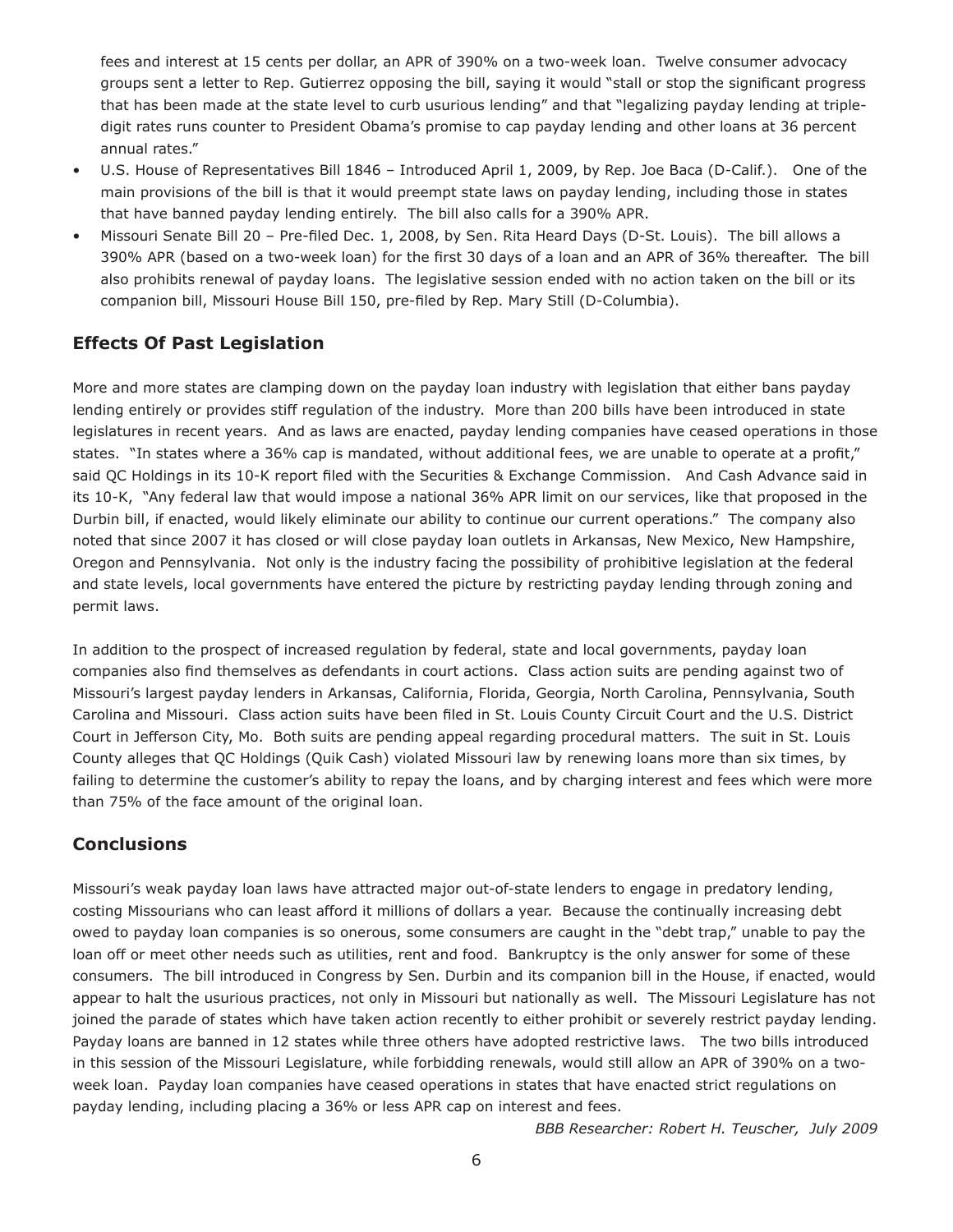fees and interest at 15 cents per dollar, an APR of 390% on a two-week loan. Twelve consumer advocacy groups sent a letter to Rep. Gutierrez opposing the bill, saying it would "stall or stop the significant progress that has been made at the state level to curb usurious lending" and that "legalizing payday lending at triple-digit rates runs counter to President Obama's promise to cap payday lending and other loans at 36 percent annual rates."

- U.S. House of Representatives Bill 1846 – Introduced April 1, 2009, by Rep. Joe Baca (D-Calif.). One of the main provisions of the bill is that it would preempt state laws on payday lending, including those in states that have banned payday lending entirely. The bill also calls for a 390% APR.
- Missouri Senate Bill 20 – Pre-filed Dec. 1, 2008, by Sen. Rita Heard Days (D-St. Louis). The bill allows a 390% APR (based on a two-week loan) for the first 30 days of a loan and an APR of 36% thereafter. The bill also prohibits renewal of payday loans. The legislative session ended with no action taken on the bill or its companion bill, Missouri House Bill 150, pre-filed by Rep. Mary Still (D-Columbia).

## Effects Of Past Legislation

More and more states are clamping down on the payday loan industry with legislation that either bans payday lending entirely or provides stiff regulation of the industry. More than 200 bills have been introduced in state legislatures in recent years. And as laws are enacted, payday lending companies have ceased operations in those states. "In states where a 36% cap is mandated, without additional fees, we are unable to operate at a profit," said QC Holdings in its 10-K report filed with the Securities & Exchange Commission. And Cash Advance said in its 10-K, "Any federal law that would impose a national 36% APR limit on our services, like that proposed in the Durbin bill, if enacted, would likely eliminate our ability to continue our current operations." The company also noted that since 2007 it has closed or will close payday loan outlets in Arkansas, New Mexico, New Hampshire, Oregon and Pennsylvania. Not only is the industry facing the possibility of prohibitive legislation at the federal and state levels, local governments have entered the picture by restricting payday lending through zoning and permit laws.

In addition to the prospect of increased regulation by federal, state and local governments, payday loan companies also find themselves as defendants in court actions. Class action suits are pending against two of Missouri's largest payday lenders in Arkansas, California, Florida, Georgia, North Carolina, Pennsylvania, South Carolina and Missouri. Class action suits have been filed in St. Louis County Circuit Court and the U.S. District Court in Jefferson City, Mo. Both suits are pending appeal regarding procedural matters. The suit in St. Louis County alleges that QC Holdings (Quik Cash) violated Missouri law by renewing loans more than six times, by failing to determine the customer's ability to repay the loans, and by charging interest and fees which were more than 75% of the face amount of the original loan.

## Conclusions

Missouri's weak payday loan laws have attracted major out-of-state lenders to engage in predatory lending, costing Missourians who can least afford it millions of dollars a year. Because the continually increasing debt owed to payday loan companies is so onerous, some consumers are caught in the "debt trap," unable to pay the loan off or meet other needs such as utilities, rent and food. Bankruptcy is the only answer for some of these consumers. The bill introduced in Congress by Sen. Durbin and its companion bill in the House, if enacted, would appear to halt the usurious practices, not only in Missouri but nationally as well. The Missouri Legislature has not joined the parade of states which have taken action recently to either prohibit or severely restrict payday lending. Payday loans are banned in 12 states while three others have adopted restrictive laws. The two bills introduced in this session of the Missouri Legislature, while forbidding renewals, would still allow an APR of 390% on a two-week loan. Payday loan companies have ceased operations in states that have enacted strict regulations on payday lending, including placing a 36% or less APR cap on interest and fees.

*BBB Researcher: Robert H. Teuscher, July 2009*